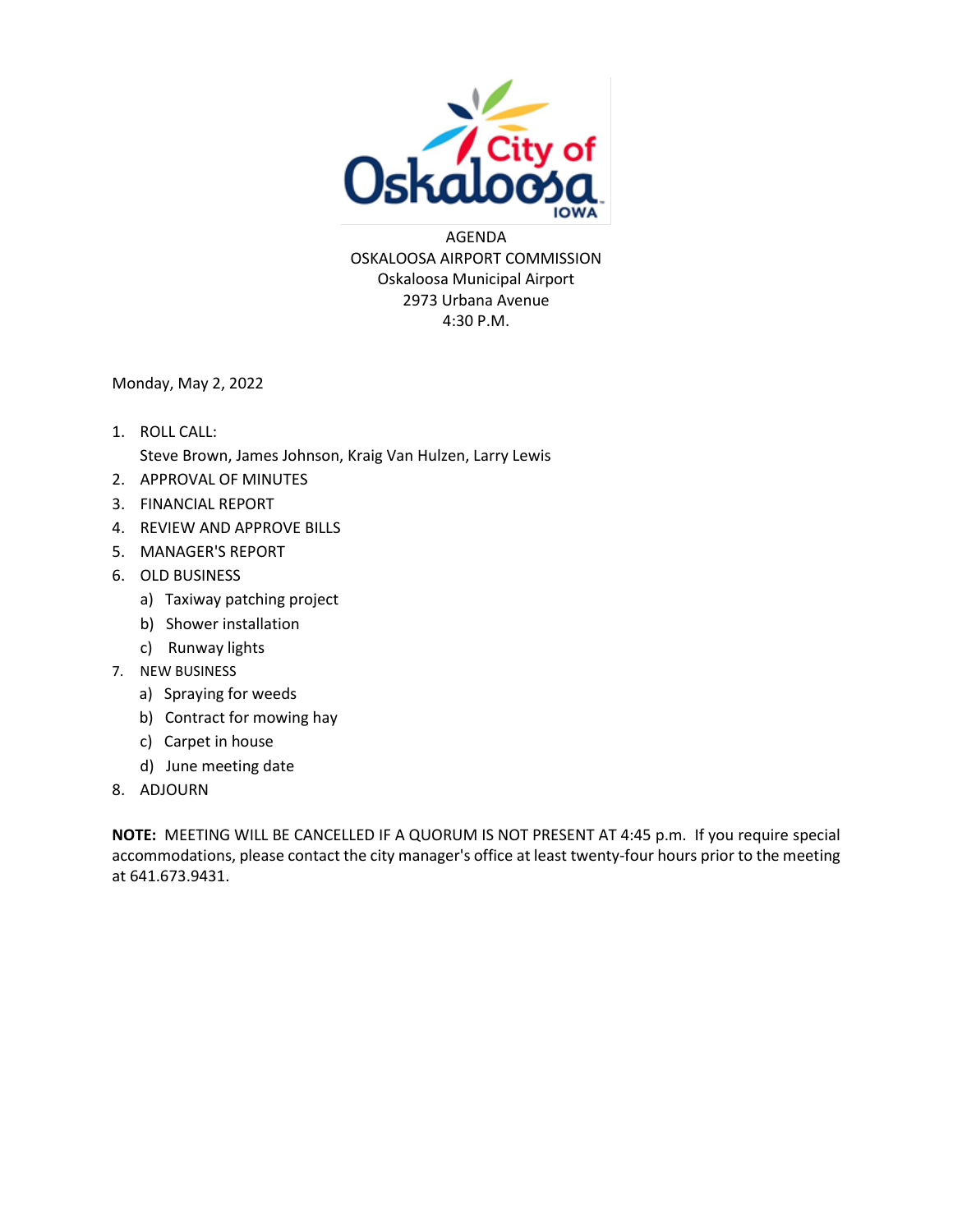# AGENDA

## OSKALOOSA AIRPORT COMMISSION

Oskaloosa Municipal Airport
2973 Urbana Avenue
4:30 P.M.

Monday, May 2, 2022

1. ROLL CALL:
   Steve Brown, James Johnson, Kraig Van Hulzen, Larry Lewis
2. APPROVAL OF MINUTES
3. FINANCIAL REPORT
4. REVIEW AND APPROVE BILLS
5. MANAGER'S REPORT
6. OLD BUSINESS
   a) Taxiway patching project
   b) Shower installation
   c) Runway lights
7. NEW BUSINESS
   a) Spraying for weeds
   b) Contract for mowing hay
   c) Carpet in house
   d) June meeting date
8. ADJOURN

**NOTE:** MEETING WILL BE CANCELLED IF A QUORUM IS NOT PRESENT AT 4:45 p.m. If you require special accommodations, please contact the city manager's office at least twenty-four hours prior to the meeting at 641.673.9431.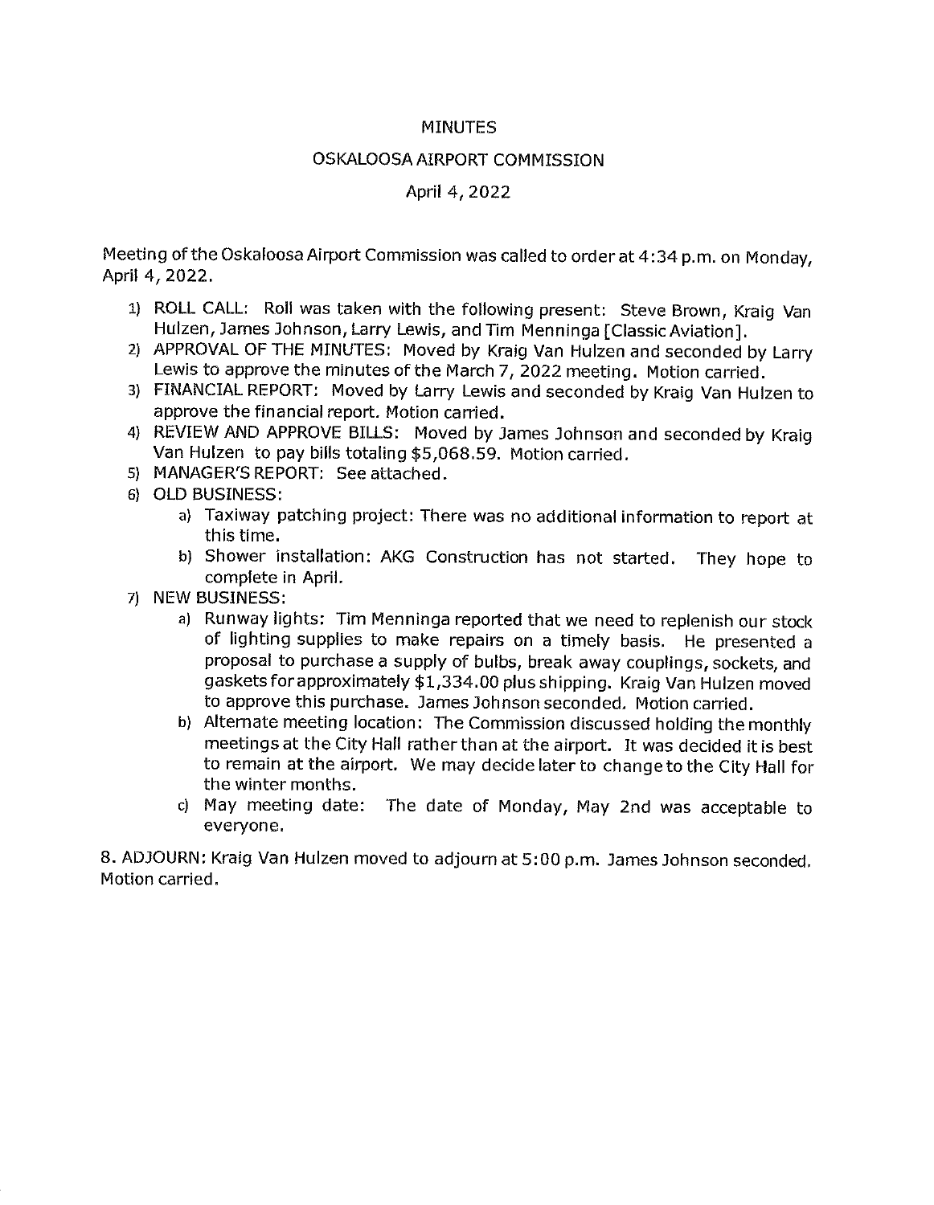# MINUTES

## OSKALOOSA AIRPORT COMMISSION

### April 4, 2022

Meeting of the Oskaloosa Airport Commission was called to order at 4:34 p.m. on Monday, April 4, 2022.

1) ROLL CALL: Roll was taken with the following present: Steve Brown, Kraig Van Hulzen, James Johnson, Larry Lewis, and Tim Menninga [Classic Aviation].
2) APPROVAL OF THE MINUTES: Moved by Kraig Van Hulzen and seconded by Larry Lewis to approve the minutes of the March 7, 2022 meeting. Motion carried.
3) FINANCIAL REPORT: Moved by Larry Lewis and seconded by Kraig Van Hulzen to approve the financial report. Motion carried.
4) REVIEW AND APPROVE BILLS: Moved by James Johnson and seconded by Kraig Van Hulzen to pay bills totaling $5,068.59. Motion carried.
5) MANAGER'S REPORT: See attached.
6) OLD BUSINESS:
   a) Taxiway patching project: There was no additional information to report at this time.
   b) Shower installation: AKG Construction has not started. They hope to complete in April.
7) NEW BUSINESS:
   a) Runway lights: Tim Menninga reported that we need to replenish our stock of lighting supplies to make repairs on a timely basis. He presented a proposal to purchase a supply of bulbs, break away couplings, sockets, and gaskets for approximately $1,334.00 plus shipping. Kraig Van Hulzen moved to approve this purchase. James Johnson seconded. Motion carried.
   b) Alternate meeting location: The Commission discussed holding the monthly meetings at the City Hall rather than at the airport. It was decided it is best to remain at the airport. We may decide later to change to the City Hall for the winter months.
   c) May meeting date: The date of Monday, May 2nd was acceptable to everyone.

8. ADJOURN: Kraig Van Hulzen moved to adjourn at 5:00 p.m. James Johnson seconded. Motion carried.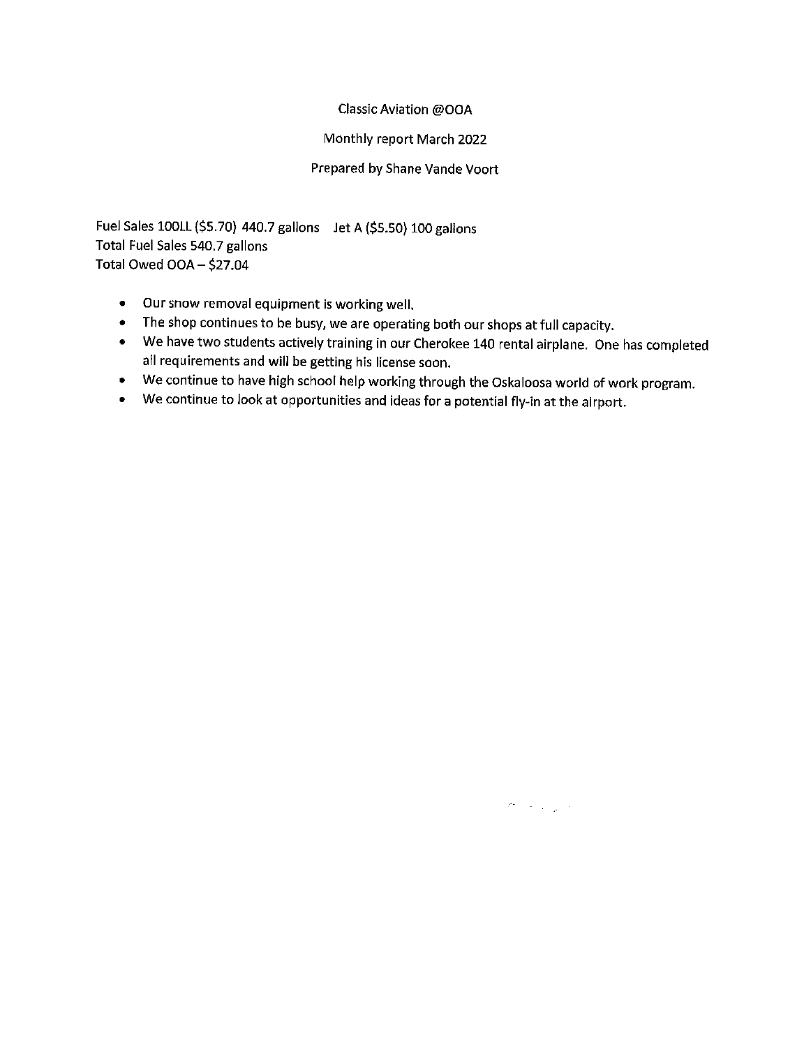Classic Aviation @OOA

Monthly report March 2022

Prepared by Shane Vande Voort

Fuel Sales 100LL ($5.70) 440.7 gallons  Jet A ($5.50) 100 gallons
Total Fuel Sales 540.7 gallons
Total Owed OOA – $27.04

- Our snow removal equipment is working well.
- The shop continues to be busy, we are operating both our shops at full capacity.
- We have two students actively training in our Cherokee 140 rental airplane. One has completed all requirements and will be getting his license soon.
- We continue to have high school help working through the Oskaloosa world of work program.
- We continue to look at opportunities and ideas for a potential fly-in at the airport.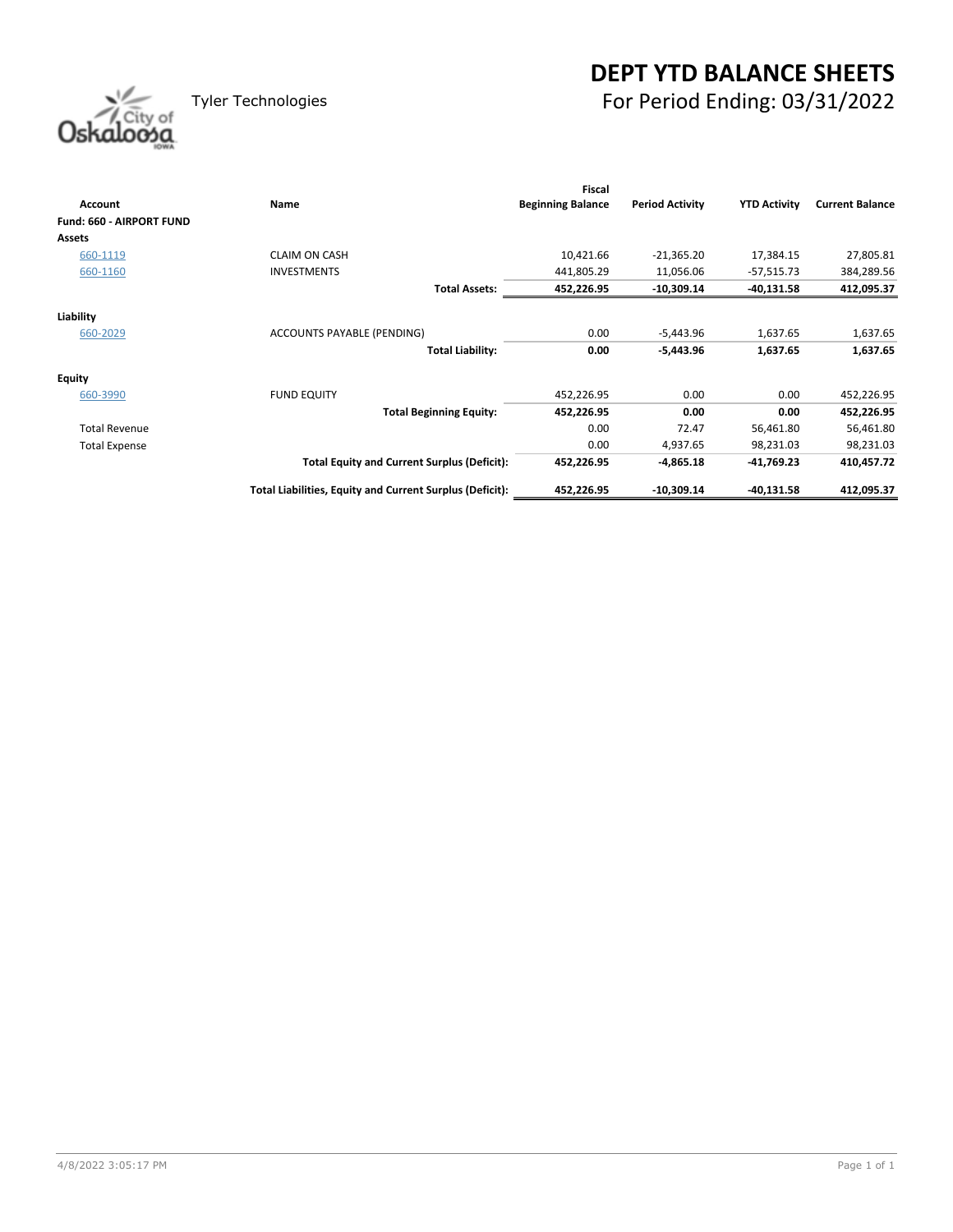# DEPT YTD BALANCE SHEETS

Tyler Technologies

## For Period Ending: 03/31/2022

| Account | Name | Fiscal Beginning Balance | Period Activity | YTD Activity | Current Balance |
|---|---|---|---|---|---|
| **Fund: 660 - AIRPORT FUND** | | | | | |
| **Assets** | | | | | |
| 660-1119 | CLAIM ON CASH | 10,421.66 | -21,365.20 | 17,384.15 | 27,805.81 |
| 660-1160 | INVESTMENTS | 441,805.29 | 11,056.06 | -57,515.73 | 384,289.56 |
| | **Total Assets:** | **452,226.95** | **-10,309.14** | **-40,131.58** | **412,095.37** |
| **Liability** | | | | | |
| 660-2029 | ACCOUNTS PAYABLE (PENDING) | 0.00 | -5,443.96 | 1,637.65 | 1,637.65 |
| | **Total Liability:** | **0.00** | **-5,443.96** | **1,637.65** | **1,637.65** |
| **Equity** | | | | | |
| 660-3990 | FUND EQUITY | 452,226.95 | 0.00 | 0.00 | 452,226.95 |
| | **Total Beginning Equity:** | **452,226.95** | **0.00** | **0.00** | **452,226.95** |
| Total Revenue | | 0.00 | 72.47 | 56,461.80 | 56,461.80 |
| Total Expense | | 0.00 | 4,937.65 | 98,231.03 | 98,231.03 |
| | **Total Equity and Current Surplus (Deficit):** | **452,226.95** | **-4,865.18** | **-41,769.23** | **410,457.72** |
| | **Total Liabilities, Equity and Current Surplus (Deficit):** | **452,226.95** | **-10,309.14** | **-40,131.58** | **412,095.37** |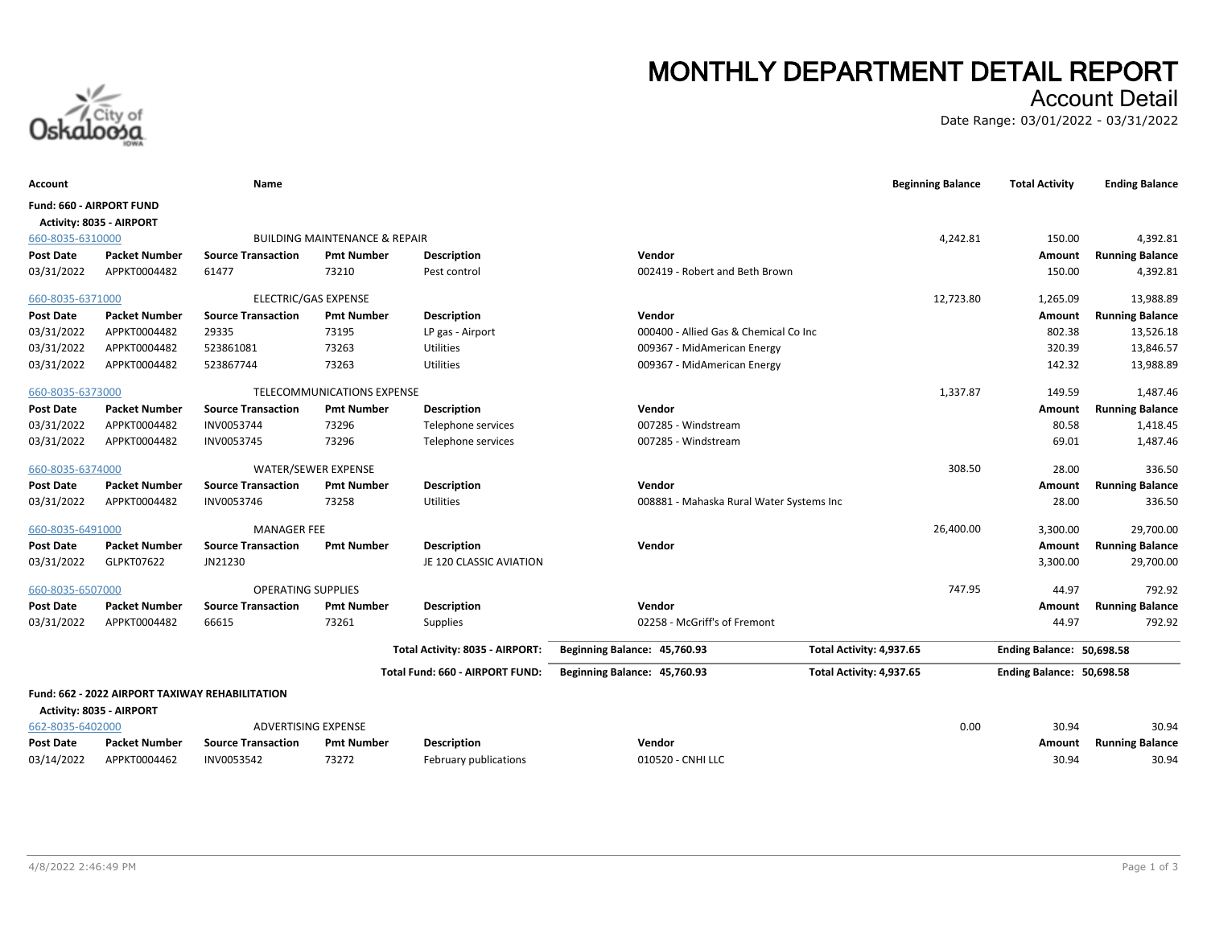# MONTHLY DEPARTMENT DETAIL REPORT

## Account Detail

Date Range: 03/01/2022 - 03/31/2022

| Account | Name | Beginning Balance | Total Activity | Ending Balance |
|---|---|---|---|---|

**Fund: 660 - AIRPORT FUND**

**Activity: 8035 - AIRPORT**

**660-8035-6310000** — BUILDING MAINTENANCE & REPAIR — Beginning Balance: 4,242.81 — Total Activity: 150.00 — Ending Balance: 4,392.81

| Post Date | Packet Number | Source Transaction | Pmt Number | Description | Vendor | Amount | Running Balance |
|---|---|---|---|---|---|---|---|
| 03/31/2022 | APPKT0004482 | 61477 | 73210 | Pest control | 002419 - Robert and Beth Brown | 150.00 | 4,392.81 |

**660-8035-6371000** — ELECTRIC/GAS EXPENSE — Beginning Balance: 12,723.80 — Total Activity: 1,265.09 — Ending Balance: 13,988.89

| Post Date | Packet Number | Source Transaction | Pmt Number | Description | Vendor | Amount | Running Balance |
|---|---|---|---|---|---|---|---|
| 03/31/2022 | APPKT0004482 | 29335 | 73195 | LP gas - Airport | 000400 - Allied Gas & Chemical Co Inc | 802.38 | 13,526.18 |
| 03/31/2022 | APPKT0004482 | 523861081 | 73263 | Utilities | 009367 - MidAmerican Energy | 320.39 | 13,846.57 |
| 03/31/2022 | APPKT0004482 | 523867744 | 73263 | Utilities | 009367 - MidAmerican Energy | 142.32 | 13,988.89 |

**660-8035-6373000** — TELECOMMUNICATIONS EXPENSE — Beginning Balance: 1,337.87 — Total Activity: 149.59 — Ending Balance: 1,487.46

| Post Date | Packet Number | Source Transaction | Pmt Number | Description | Vendor | Amount | Running Balance |
|---|---|---|---|---|---|---|---|
| 03/31/2022 | APPKT0004482 | INV0053744 | 73296 | Telephone services | 007285 - Windstream | 80.58 | 1,418.45 |
| 03/31/2022 | APPKT0004482 | INV0053745 | 73296 | Telephone services | 007285 - Windstream | 69.01 | 1,487.46 |

**660-8035-6374000** — WATER/SEWER EXPENSE — Beginning Balance: 308.50 — Total Activity: 28.00 — Ending Balance: 336.50

| Post Date | Packet Number | Source Transaction | Pmt Number | Description | Vendor | Amount | Running Balance |
|---|---|---|---|---|---|---|---|
| 03/31/2022 | APPKT0004482 | INV0053746 | 73258 | Utilities | 008881 - Mahaska Rural Water Systems Inc | 28.00 | 336.50 |

**660-8035-6491000** — MANAGER FEE — Beginning Balance: 26,400.00 — Total Activity: 3,300.00 — Ending Balance: 29,700.00

| Post Date | Packet Number | Source Transaction | Pmt Number | Description | Vendor | Amount | Running Balance |
|---|---|---|---|---|---|---|---|
| 03/31/2022 | GLPKT07622 | JN21230 | | JE 120 CLASSIC AVIATION | | 3,300.00 | 29,700.00 |

**660-8035-6507000** — OPERATING SUPPLIES — Beginning Balance: 747.95 — Total Activity: 44.97 — Ending Balance: 792.92

| Post Date | Packet Number | Source Transaction | Pmt Number | Description | Vendor | Amount | Running Balance |
|---|---|---|---|---|---|---|---|
| 03/31/2022 | APPKT0004482 | 66615 | 73261 | Supplies | 02258 - McGriff's of Fremont | 44.97 | 792.92 |

**Total Activity: 8035 - AIRPORT:** Beginning Balance: 45,760.93 — Total Activity: 4,937.65 — Ending Balance: 50,698.58

**Total Fund: 660 - AIRPORT FUND:** Beginning Balance: 45,760.93 — Total Activity: 4,937.65 — Ending Balance: 50,698.58

**Fund: 662 - 2022 AIRPORT TAXIWAY REHABILITATION**

**Activity: 8035 - AIRPORT**

**662-8035-6402000** — ADVERTISING EXPENSE — Beginning Balance: 0.00 — Total Activity: 30.94 — Ending Balance: 30.94

| Post Date | Packet Number | Source Transaction | Pmt Number | Description | Vendor | Amount | Running Balance |
|---|---|---|---|---|---|---|---|
| 03/14/2022 | APPKT0004462 | INV0053542 | 73272 | February publications | 010520 - CNHI LLC | 30.94 | 30.94 |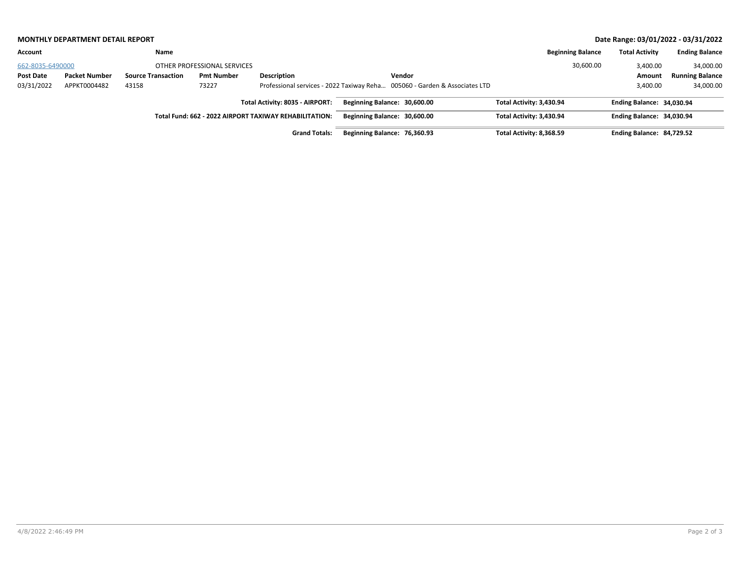**MONTHLY DEPARTMENT DETAIL REPORT**

**Date Range: 03/01/2022 - 03/31/2022**

| Account | | Name | | | | Beginning Balance | Total Activity | Ending Balance |
|---|---|---|---|---|---|---|---|---|
| 662-8035-6490000 | | OTHER PROFESSIONAL SERVICES | | | | 30,600.00 | 3,400.00 | 34,000.00 |
| **Post Date** | **Packet Number** | **Source Transaction** | **Pmt Number** | **Description** | **Vendor** | | **Amount** | **Running Balance** |
| 03/31/2022 | APPKT0004482 | 43158 | 73227 | Professional services - 2022 Taxiway Reha… | 005060 - Garden & Associates LTD | | 3,400.00 | 34,000.00 |

| | | | |
|---|---|---|---|
| **Total Activity: 8035 - AIRPORT:** | **Beginning Balance: 30,600.00** | **Total Activity: 3,430.94** | **Ending Balance: 34,030.94** |
| **Total Fund: 662 - 2022 AIRPORT TAXIWAY REHABILITATION:** | **Beginning Balance: 30,600.00** | **Total Activity: 3,430.94** | **Ending Balance: 34,030.94** |
| **Grand Totals:** | **Beginning Balance: 76,360.93** | **Total Activity: 8,368.59** | **Ending Balance: 84,729.52** |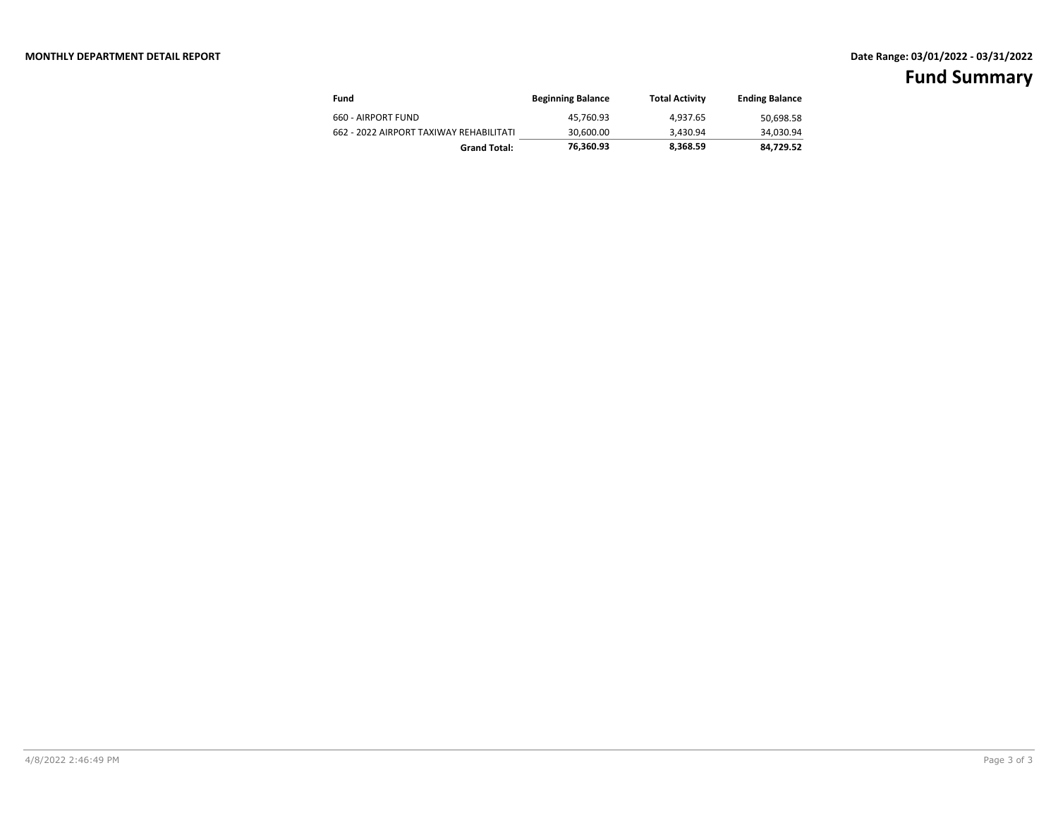**MONTHLY DEPARTMENT DETAIL REPORT**

**Date Range: 03/01/2022 - 03/31/2022**

# Fund Summary

| Fund | Beginning Balance | Total Activity | Ending Balance |
|---|---|---|---|
| 660 - AIRPORT FUND | 45,760.93 | 4,937.65 | 50,698.58 |
| 662 - 2022 AIRPORT TAXIWAY REHABILITATI | 30,600.00 | 3,430.94 | 34,030.94 |
| **Grand Total:** | **76,360.93** | **8,368.59** | **84,729.52** |

4/8/2022 2:46:49 PM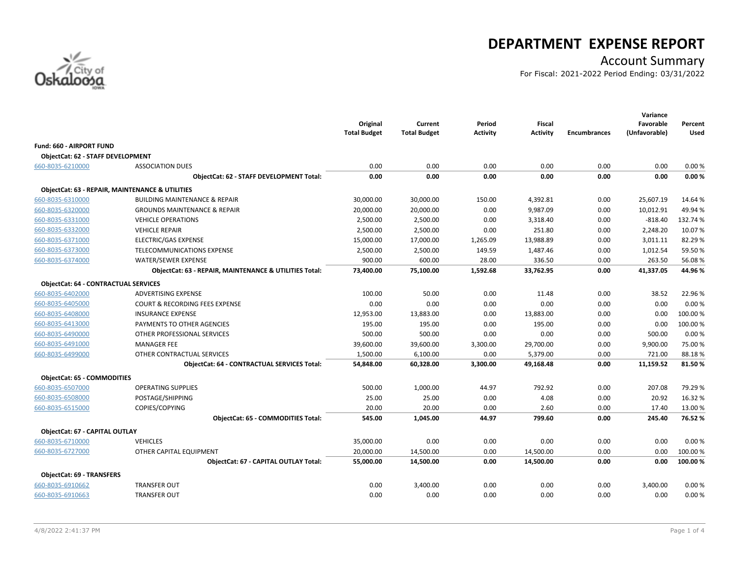# DEPARTMENT EXPENSE REPORT

## Account Summary

For Fiscal: 2021-2022 Period Ending: 03/31/2022

| | | Original Total Budget | Current Total Budget | Period Activity | Fiscal Activity | Encumbrances | Variance Favorable (Unfavorable) | Percent Used |
|---|---|---|---|---|---|---|---|---|
| **Fund: 660 - AIRPORT FUND** | | | | | | | | |
| **ObjectCat: 62 - STAFF DEVELOPMENT** | | | | | | | | |
| 660-8035-6210000 | ASSOCIATION DUES | 0.00 | 0.00 | 0.00 | 0.00 | 0.00 | 0.00 | 0.00 % |
| | **ObjectCat: 62 - STAFF DEVELOPMENT Total:** | **0.00** | **0.00** | **0.00** | **0.00** | **0.00** | **0.00** | **0.00 %** |
| **ObjectCat: 63 - REPAIR, MAINTENANCE & UTILITIES** | | | | | | | | |
| 660-8035-6310000 | BUILDING MAINTENANCE & REPAIR | 30,000.00 | 30,000.00 | 150.00 | 4,392.81 | 0.00 | 25,607.19 | 14.64 % |
| 660-8035-6320000 | GROUNDS MAINTENANCE & REPAIR | 20,000.00 | 20,000.00 | 0.00 | 9,987.09 | 0.00 | 10,012.91 | 49.94 % |
| 660-8035-6331000 | VEHICLE OPERATIONS | 2,500.00 | 2,500.00 | 0.00 | 3,318.40 | 0.00 | -818.40 | 132.74 % |
| 660-8035-6332000 | VEHICLE REPAIR | 2,500.00 | 2,500.00 | 0.00 | 251.80 | 0.00 | 2,248.20 | 10.07 % |
| 660-8035-6371000 | ELECTRIC/GAS EXPENSE | 15,000.00 | 17,000.00 | 1,265.09 | 13,988.89 | 0.00 | 3,011.11 | 82.29 % |
| 660-8035-6373000 | TELECOMMUNICATIONS EXPENSE | 2,500.00 | 2,500.00 | 149.59 | 1,487.46 | 0.00 | 1,012.54 | 59.50 % |
| 660-8035-6374000 | WATER/SEWER EXPENSE | 900.00 | 600.00 | 28.00 | 336.50 | 0.00 | 263.50 | 56.08 % |
| | **ObjectCat: 63 - REPAIR, MAINTENANCE & UTILITIES Total:** | **73,400.00** | **75,100.00** | **1,592.68** | **33,762.95** | **0.00** | **41,337.05** | **44.96 %** |
| **ObjectCat: 64 - CONTRACTUAL SERVICES** | | | | | | | | |
| 660-8035-6402000 | ADVERTISING EXPENSE | 100.00 | 50.00 | 0.00 | 11.48 | 0.00 | 38.52 | 22.96 % |
| 660-8035-6405000 | COURT & RECORDING FEES EXPENSE | 0.00 | 0.00 | 0.00 | 0.00 | 0.00 | 0.00 | 0.00 % |
| 660-8035-6408000 | INSURANCE EXPENSE | 12,953.00 | 13,883.00 | 0.00 | 13,883.00 | 0.00 | 0.00 | 100.00 % |
| 660-8035-6413000 | PAYMENTS TO OTHER AGENCIES | 195.00 | 195.00 | 0.00 | 195.00 | 0.00 | 0.00 | 100.00 % |
| 660-8035-6490000 | OTHER PROFESSIONAL SERVICES | 500.00 | 500.00 | 0.00 | 0.00 | 0.00 | 500.00 | 0.00 % |
| 660-8035-6491000 | MANAGER FEE | 39,600.00 | 39,600.00 | 3,300.00 | 29,700.00 | 0.00 | 9,900.00 | 75.00 % |
| 660-8035-6499000 | OTHER CONTRACTUAL SERVICES | 1,500.00 | 6,100.00 | 0.00 | 5,379.00 | 0.00 | 721.00 | 88.18 % |
| | **ObjectCat: 64 - CONTRACTUAL SERVICES Total:** | **54,848.00** | **60,328.00** | **3,300.00** | **49,168.48** | **0.00** | **11,159.52** | **81.50 %** |
| **ObjectCat: 65 - COMMODITIES** | | | | | | | | |
| 660-8035-6507000 | OPERATING SUPPLIES | 500.00 | 1,000.00 | 44.97 | 792.92 | 0.00 | 207.08 | 79.29 % |
| 660-8035-6508000 | POSTAGE/SHIPPING | 25.00 | 25.00 | 0.00 | 4.08 | 0.00 | 20.92 | 16.32 % |
| 660-8035-6515000 | COPIES/COPYING | 20.00 | 20.00 | 0.00 | 2.60 | 0.00 | 17.40 | 13.00 % |
| | **ObjectCat: 65 - COMMODITIES Total:** | **545.00** | **1,045.00** | **44.97** | **799.60** | **0.00** | **245.40** | **76.52 %** |
| **ObjectCat: 67 - CAPITAL OUTLAY** | | | | | | | | |
| 660-8035-6710000 | VEHICLES | 35,000.00 | 0.00 | 0.00 | 0.00 | 0.00 | 0.00 | 0.00 % |
| 660-8035-6727000 | OTHER CAPITAL EQUIPMENT | 20,000.00 | 14,500.00 | 0.00 | 14,500.00 | 0.00 | 0.00 | 100.00 % |
| | **ObjectCat: 67 - CAPITAL OUTLAY Total:** | **55,000.00** | **14,500.00** | **0.00** | **14,500.00** | **0.00** | **0.00** | **100.00 %** |
| **ObjectCat: 69 - TRANSFERS** | | | | | | | | |
| 660-8035-6910662 | TRANSFER OUT | 0.00 | 3,400.00 | 0.00 | 0.00 | 0.00 | 3,400.00 | 0.00 % |
| 660-8035-6910663 | TRANSFER OUT | 0.00 | 0.00 | 0.00 | 0.00 | 0.00 | 0.00 | 0.00 % |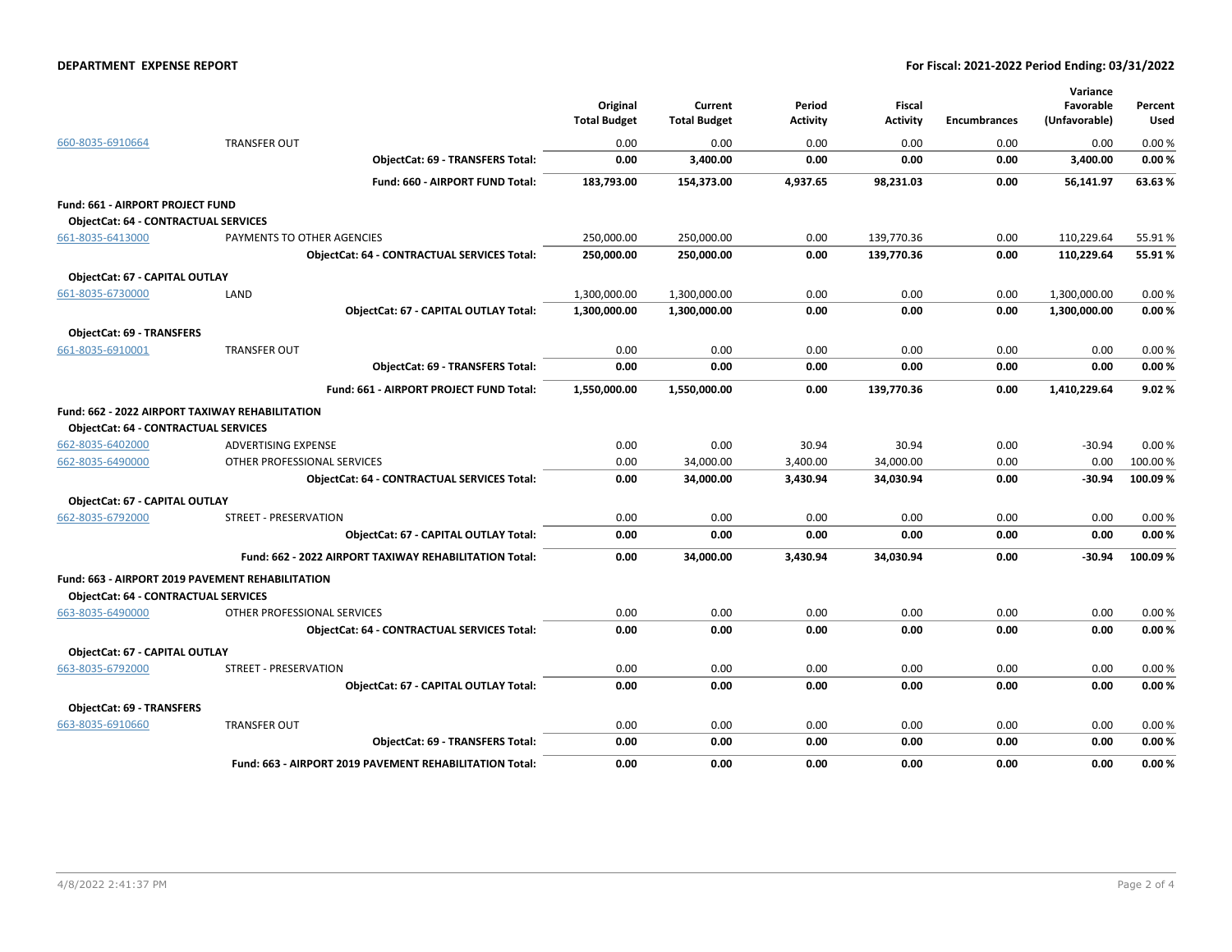**DEPARTMENT EXPENSE REPORT** — For Fiscal: 2021-2022 Period Ending: 03/31/2022

| | | Original Total Budget | Current Total Budget | Period Activity | Fiscal Activity | Encumbrances | Variance Favorable (Unfavorable) | Percent Used |
|---|---|---|---|---|---|---|---|---|
| 660-8035-6910664 | TRANSFER OUT | 0.00 | 0.00 | 0.00 | 0.00 | 0.00 | 0.00 | 0.00 % |
| | **ObjectCat: 69 - TRANSFERS Total:** | **0.00** | **3,400.00** | **0.00** | **0.00** | **0.00** | **3,400.00** | **0.00 %** |
| | **Fund: 660 - AIRPORT FUND Total:** | **183,793.00** | **154,373.00** | **4,937.65** | **98,231.03** | **0.00** | **56,141.97** | **63.63 %** |
| **Fund: 661 - AIRPORT PROJECT FUND** | | | | | | | | |
| **ObjectCat: 64 - CONTRACTUAL SERVICES** | | | | | | | | |
| 661-8035-6413000 | PAYMENTS TO OTHER AGENCIES | 250,000.00 | 250,000.00 | 0.00 | 139,770.36 | 0.00 | 110,229.64 | 55.91 % |
| | **ObjectCat: 64 - CONTRACTUAL SERVICES Total:** | **250,000.00** | **250,000.00** | **0.00** | **139,770.36** | **0.00** | **110,229.64** | **55.91 %** |
| **ObjectCat: 67 - CAPITAL OUTLAY** | | | | | | | | |
| 661-8035-6730000 | LAND | 1,300,000.00 | 1,300,000.00 | 0.00 | 0.00 | 0.00 | 1,300,000.00 | 0.00 % |
| | **ObjectCat: 67 - CAPITAL OUTLAY Total:** | **1,300,000.00** | **1,300,000.00** | **0.00** | **0.00** | **0.00** | **1,300,000.00** | **0.00 %** |
| **ObjectCat: 69 - TRANSFERS** | | | | | | | | |
| 661-8035-6910001 | TRANSFER OUT | 0.00 | 0.00 | 0.00 | 0.00 | 0.00 | 0.00 | 0.00 % |
| | **ObjectCat: 69 - TRANSFERS Total:** | **0.00** | **0.00** | **0.00** | **0.00** | **0.00** | **0.00** | **0.00 %** |
| | **Fund: 661 - AIRPORT PROJECT FUND Total:** | **1,550,000.00** | **1,550,000.00** | **0.00** | **139,770.36** | **0.00** | **1,410,229.64** | **9.02 %** |
| **Fund: 662 - 2022 AIRPORT TAXIWAY REHABILITATION** | | | | | | | | |
| **ObjectCat: 64 - CONTRACTUAL SERVICES** | | | | | | | | |
| 662-8035-6402000 | ADVERTISING EXPENSE | 0.00 | 0.00 | 30.94 | 30.94 | 0.00 | -30.94 | 0.00 % |
| 662-8035-6490000 | OTHER PROFESSIONAL SERVICES | 0.00 | 34,000.00 | 3,400.00 | 34,000.00 | 0.00 | 0.00 | 100.00 % |
| | **ObjectCat: 64 - CONTRACTUAL SERVICES Total:** | **0.00** | **34,000.00** | **3,430.94** | **34,030.94** | **0.00** | **-30.94** | **100.09 %** |
| **ObjectCat: 67 - CAPITAL OUTLAY** | | | | | | | | |
| 662-8035-6792000 | STREET - PRESERVATION | 0.00 | 0.00 | 0.00 | 0.00 | 0.00 | 0.00 | 0.00 % |
| | **ObjectCat: 67 - CAPITAL OUTLAY Total:** | **0.00** | **0.00** | **0.00** | **0.00** | **0.00** | **0.00** | **0.00 %** |
| | **Fund: 662 - 2022 AIRPORT TAXIWAY REHABILITATION Total:** | **0.00** | **34,000.00** | **3,430.94** | **34,030.94** | **0.00** | **-30.94** | **100.09 %** |
| **Fund: 663 - AIRPORT 2019 PAVEMENT REHABILITATION** | | | | | | | | |
| **ObjectCat: 64 - CONTRACTUAL SERVICES** | | | | | | | | |
| 663-8035-6490000 | OTHER PROFESSIONAL SERVICES | 0.00 | 0.00 | 0.00 | 0.00 | 0.00 | 0.00 | 0.00 % |
| | **ObjectCat: 64 - CONTRACTUAL SERVICES Total:** | **0.00** | **0.00** | **0.00** | **0.00** | **0.00** | **0.00** | **0.00 %** |
| **ObjectCat: 67 - CAPITAL OUTLAY** | | | | | | | | |
| 663-8035-6792000 | STREET - PRESERVATION | 0.00 | 0.00 | 0.00 | 0.00 | 0.00 | 0.00 | 0.00 % |
| | **ObjectCat: 67 - CAPITAL OUTLAY Total:** | **0.00** | **0.00** | **0.00** | **0.00** | **0.00** | **0.00** | **0.00 %** |
| **ObjectCat: 69 - TRANSFERS** | | | | | | | | |
| 663-8035-6910660 | TRANSFER OUT | 0.00 | 0.00 | 0.00 | 0.00 | 0.00 | 0.00 | 0.00 % |
| | **ObjectCat: 69 - TRANSFERS Total:** | **0.00** | **0.00** | **0.00** | **0.00** | **0.00** | **0.00** | **0.00 %** |
| | **Fund: 663 - AIRPORT 2019 PAVEMENT REHABILITATION Total:** | **0.00** | **0.00** | **0.00** | **0.00** | **0.00** | **0.00** | **0.00 %** |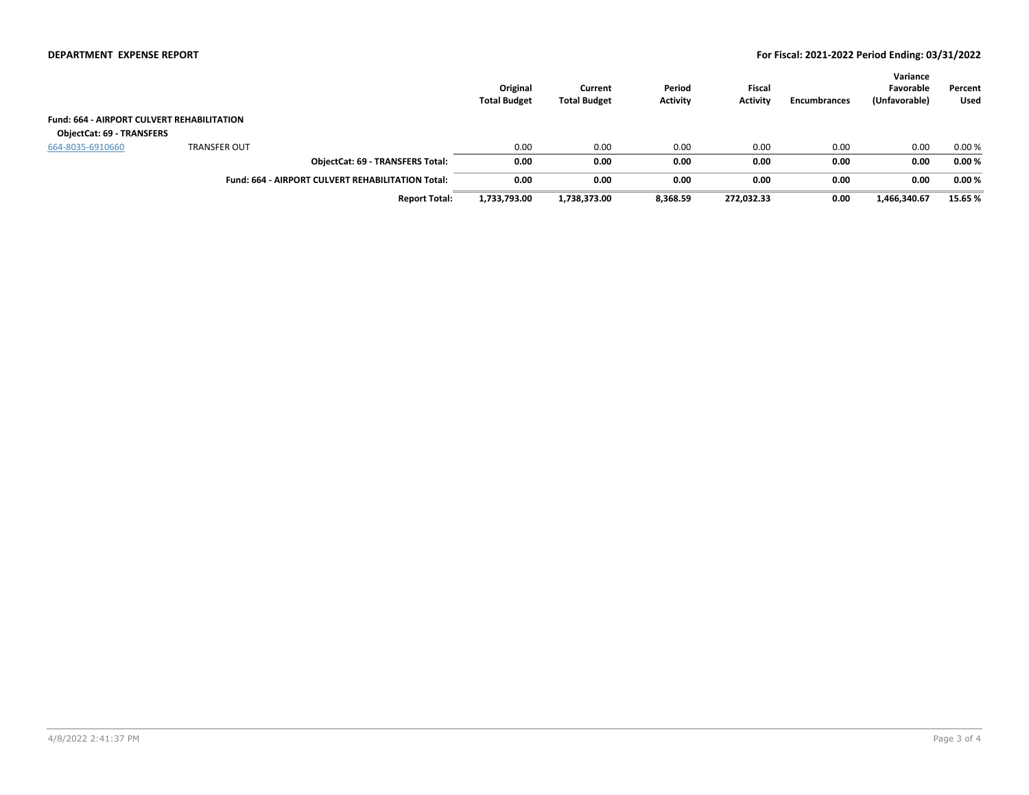**DEPARTMENT EXPENSE REPORT**

**For Fiscal: 2021-2022 Period Ending: 03/31/2022**

| | | Original Total Budget | Current Total Budget | Period Activity | Fiscal Activity | Encumbrances | Variance Favorable (Unfavorable) | Percent Used |
|---|---|---|---|---|---|---|---|---|
| **Fund: 664 - AIRPORT CULVERT REHABILITATION** | | | | | | | | |
| **ObjectCat: 69 - TRANSFERS** | | | | | | | | |
| 664-8035-6910660 | TRANSFER OUT | 0.00 | 0.00 | 0.00 | 0.00 | 0.00 | 0.00 | 0.00 % |
| | **ObjectCat: 69 - TRANSFERS Total:** | **0.00** | **0.00** | **0.00** | **0.00** | **0.00** | **0.00** | **0.00 %** |
| | **Fund: 664 - AIRPORT CULVERT REHABILITATION Total:** | **0.00** | **0.00** | **0.00** | **0.00** | **0.00** | **0.00** | **0.00 %** |
| | **Report Total:** | **1,733,793.00** | **1,738,373.00** | **8,368.59** | **272,032.33** | **0.00** | **1,466,340.67** | **15.65 %** |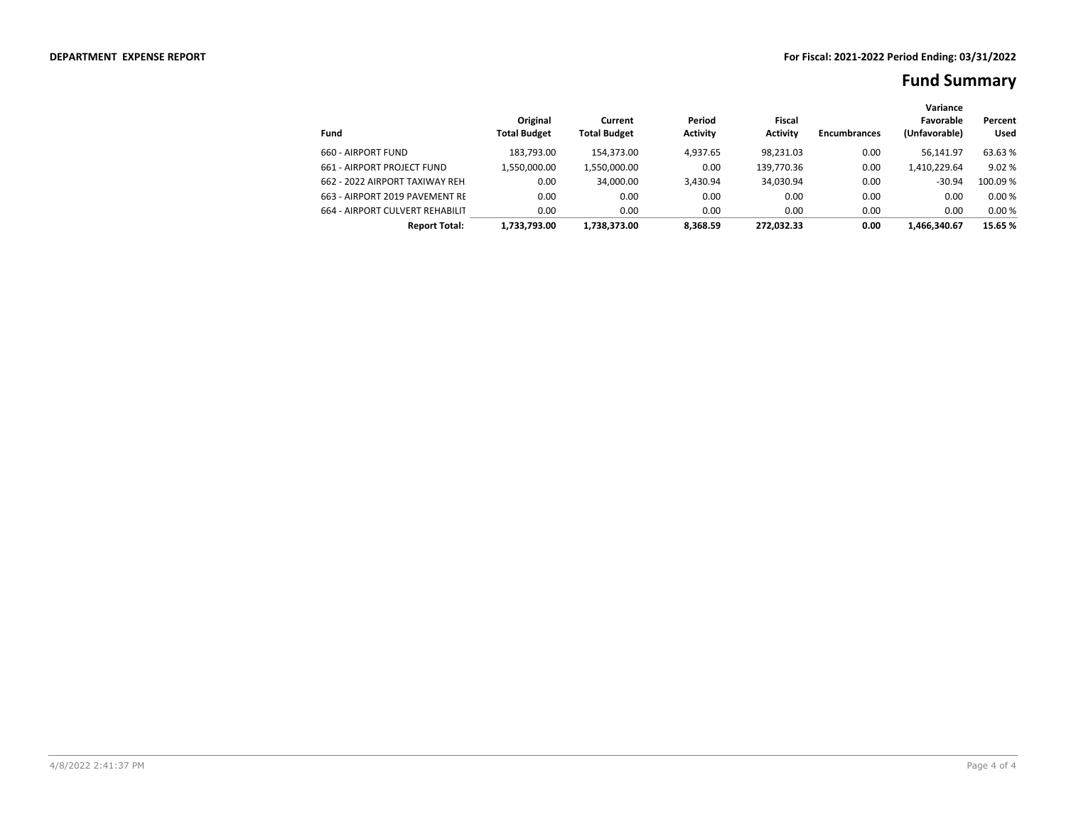**DEPARTMENT EXPENSE REPORT**

**For Fiscal: 2021-2022 Period Ending: 03/31/2022**

# Fund Summary

| Fund | Original Total Budget | Current Total Budget | Period Activity | Fiscal Activity | Encumbrances | Variance Favorable (Unfavorable) | Percent Used |
|---|---|---|---|---|---|---|---|
| 660 - AIRPORT FUND | 183,793.00 | 154,373.00 | 4,937.65 | 98,231.03 | 0.00 | 56,141.97 | 63.63 % |
| 661 - AIRPORT PROJECT FUND | 1,550,000.00 | 1,550,000.00 | 0.00 | 139,770.36 | 0.00 | 1,410,229.64 | 9.02 % |
| 662 - 2022 AIRPORT TAXIWAY REH | 0.00 | 34,000.00 | 3,430.94 | 34,030.94 | 0.00 | -30.94 | 100.09 % |
| 663 - AIRPORT 2019 PAVEMENT RE | 0.00 | 0.00 | 0.00 | 0.00 | 0.00 | 0.00 | 0.00 % |
| 664 - AIRPORT CULVERT REHABILIT | 0.00 | 0.00 | 0.00 | 0.00 | 0.00 | 0.00 | 0.00 % |
| **Report Total:** | **1,733,793.00** | **1,738,373.00** | **8,368.59** | **272,032.33** | **0.00** | **1,466,340.67** | **15.65 %** |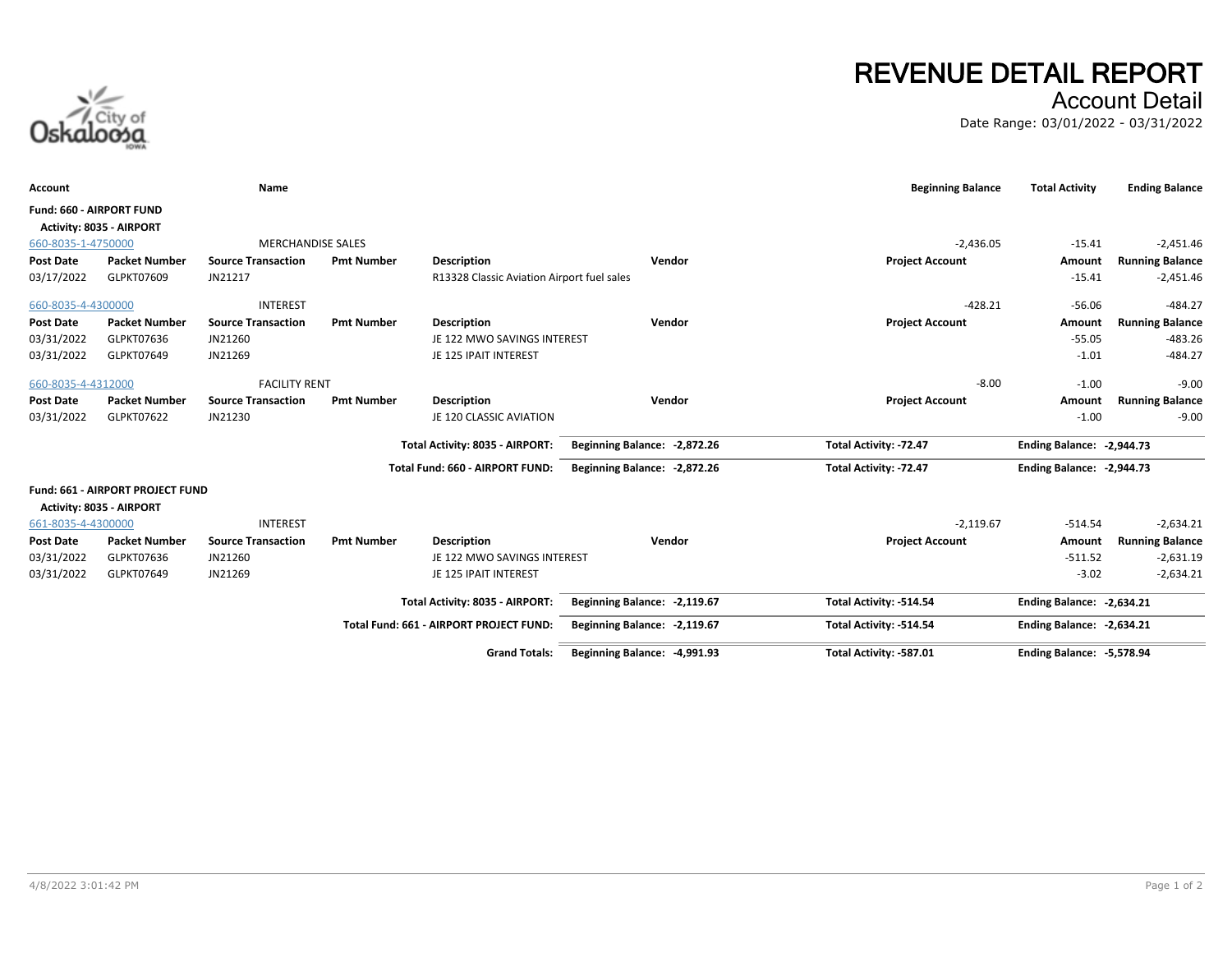# REVENUE DETAIL REPORT

## Account Detail

Date Range: 03/01/2022 - 03/31/2022

City of Oskaloosa IOWA

| Account | | Name | | | | | Beginning Balance | Total Activity | Ending Balance |
|---|---|---|---|---|---|---|---|---|---|
| **Fund: 660 - AIRPORT FUND** | | | | | | | | | |
| **Activity: 8035 - AIRPORT** | | | | | | | | | |
| 660-8035-1-4750000 | | MERCHANDISE SALES | | | | | -2,436.05 | -15.41 | -2,451.46 |
| **Post Date** | **Packet Number** | **Source Transaction** | **Pmt Number** | **Description** | **Vendor** | **Project Account** | | **Amount** | **Running Balance** |
| 03/17/2022 | GLPKT07609 | JN21217 | | R13328 Classic Aviation Airport fuel sales | | | | -15.41 | -2,451.46 |
| 660-8035-4-4300000 | | INTEREST | | | | | -428.21 | -56.06 | -484.27 |
| **Post Date** | **Packet Number** | **Source Transaction** | **Pmt Number** | **Description** | **Vendor** | **Project Account** | | **Amount** | **Running Balance** |
| 03/31/2022 | GLPKT07636 | JN21260 | | JE 122 MWO SAVINGS INTEREST | | | | -55.05 | -483.26 |
| 03/31/2022 | GLPKT07649 | JN21269 | | JE 125 IPAIT INTEREST | | | | -1.01 | -484.27 |
| 660-8035-4-4312000 | | FACILITY RENT | | | | | -8.00 | -1.00 | -9.00 |
| **Post Date** | **Packet Number** | **Source Transaction** | **Pmt Number** | **Description** | **Vendor** | **Project Account** | | **Amount** | **Running Balance** |
| 03/31/2022 | GLPKT07622 | JN21230 | | JE 120 CLASSIC AVIATION | | | | -1.00 | -9.00 |
| | | | | **Total Activity: 8035 - AIRPORT:** | **Beginning Balance: -2,872.26** | **Total Activity: -72.47** | | **Ending Balance: -2,944.73** | |
| | | | | **Total Fund: 660 - AIRPORT FUND:** | **Beginning Balance: -2,872.26** | **Total Activity: -72.47** | | **Ending Balance: -2,944.73** | |
| **Fund: 661 - AIRPORT PROJECT FUND** | | | | | | | | | |
| **Activity: 8035 - AIRPORT** | | | | | | | | | |
| 661-8035-4-4300000 | | INTEREST | | | | | -2,119.67 | -514.54 | -2,634.21 |
| **Post Date** | **Packet Number** | **Source Transaction** | **Pmt Number** | **Description** | **Vendor** | **Project Account** | | **Amount** | **Running Balance** |
| 03/31/2022 | GLPKT07636 | JN21260 | | JE 122 MWO SAVINGS INTEREST | | | | -511.52 | -2,631.19 |
| 03/31/2022 | GLPKT07649 | JN21269 | | JE 125 IPAIT INTEREST | | | | -3.02 | -2,634.21 |
| | | | | **Total Activity: 8035 - AIRPORT:** | **Beginning Balance: -2,119.67** | **Total Activity: -514.54** | | **Ending Balance: -2,634.21** | |
| | | | | **Total Fund: 661 - AIRPORT PROJECT FUND:** | **Beginning Balance: -2,119.67** | **Total Activity: -514.54** | | **Ending Balance: -2,634.21** | |
| | | | | **Grand Totals:** | **Beginning Balance: -4,991.93** | **Total Activity: -587.01** | | **Ending Balance: -5,578.94** | |

4/8/2022 3:01:42 PM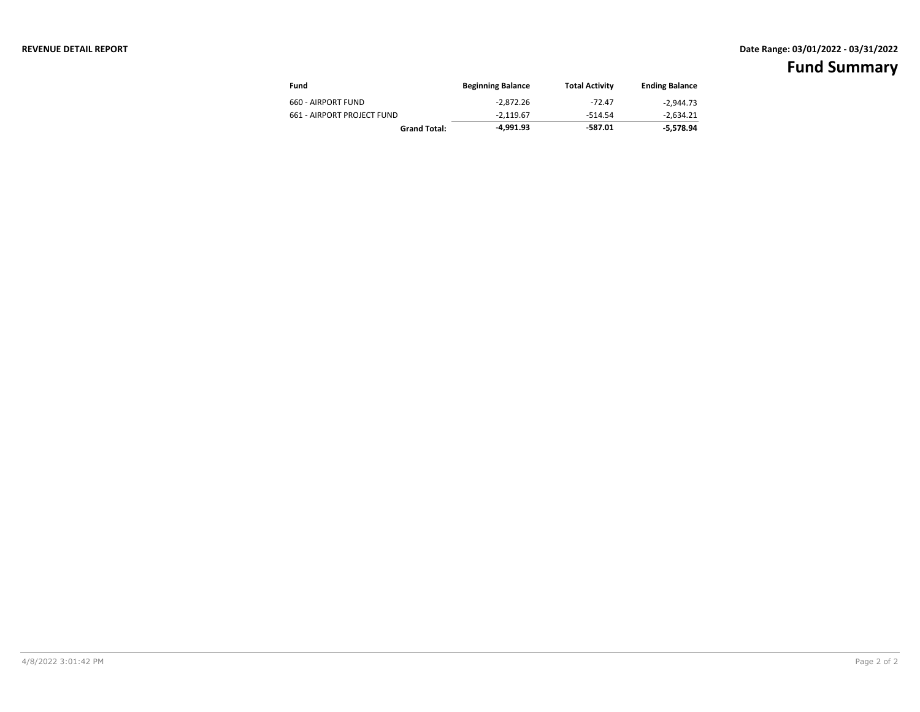**REVENUE DETAIL REPORT**

**Date Range: 03/01/2022 - 03/31/2022**

# Fund Summary

| Fund | Beginning Balance | Total Activity | Ending Balance |
|---|---|---|---|
| 660 - AIRPORT FUND | -2,872.26 | -72.47 | -2,944.73 |
| 661 - AIRPORT PROJECT FUND | -2,119.67 | -514.54 | -2,634.21 |
| **Grand Total:** | **-4,991.93** | **-587.01** | **-5,578.94** |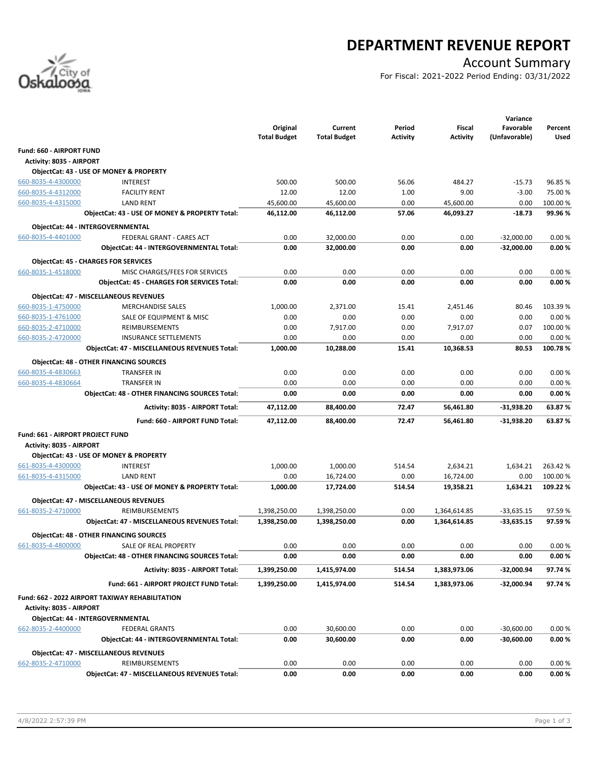# DEPARTMENT REVENUE REPORT

## Account Summary

For Fiscal: 2021-2022 Period Ending: 03/31/2022

| | | Original Total Budget | Current Total Budget | Period Activity | Fiscal Activity | Variance Favorable (Unfavorable) | Percent Used |
|---|---|---|---|---|---|---|---|
| **Fund: 660 - AIRPORT FUND** | | | | | | | |
| **Activity: 8035 - AIRPORT** | | | | | | | |
| **ObjectCat: 43 - USE OF MONEY & PROPERTY** | | | | | | | |
| 660-8035-4-4300000 | INTEREST | 500.00 | 500.00 | 56.06 | 484.27 | -15.73 | 96.85 % |
| 660-8035-4-4312000 | FACILITY RENT | 12.00 | 12.00 | 1.00 | 9.00 | -3.00 | 75.00 % |
| 660-8035-4-4315000 | LAND RENT | 45,600.00 | 45,600.00 | 0.00 | 45,600.00 | 0.00 | 100.00 % |
| | **ObjectCat: 43 - USE OF MONEY & PROPERTY Total:** | **46,112.00** | **46,112.00** | **57.06** | **46,093.27** | **-18.73** | **99.96 %** |
| **ObjectCat: 44 - INTERGOVERNMENTAL** | | | | | | | |
| 660-8035-4-4401000 | FEDERAL GRANT - CARES ACT | 0.00 | 32,000.00 | 0.00 | 0.00 | -32,000.00 | 0.00 % |
| | **ObjectCat: 44 - INTERGOVERNMENTAL Total:** | **0.00** | **32,000.00** | **0.00** | **0.00** | **-32,000.00** | **0.00 %** |
| **ObjectCat: 45 - CHARGES FOR SERVICES** | | | | | | | |
| 660-8035-1-4518000 | MISC CHARGES/FEES FOR SERVICES | 0.00 | 0.00 | 0.00 | 0.00 | 0.00 | 0.00 % |
| | **ObjectCat: 45 - CHARGES FOR SERVICES Total:** | **0.00** | **0.00** | **0.00** | **0.00** | **0.00** | **0.00 %** |
| **ObjectCat: 47 - MISCELLANEOUS REVENUES** | | | | | | | |
| 660-8035-1-4750000 | MERCHANDISE SALES | 1,000.00 | 2,371.00 | 15.41 | 2,451.46 | 80.46 | 103.39 % |
| 660-8035-1-4761000 | SALE OF EQUIPMENT & MISC | 0.00 | 0.00 | 0.00 | 0.00 | 0.00 | 0.00 % |
| 660-8035-2-4710000 | REIMBURSEMENTS | 0.00 | 7,917.00 | 0.00 | 7,917.07 | 0.07 | 100.00 % |
| 660-8035-2-4720000 | INSURANCE SETTLEMENTS | 0.00 | 0.00 | 0.00 | 0.00 | 0.00 | 0.00 % |
| | **ObjectCat: 47 - MISCELLANEOUS REVENUES Total:** | **1,000.00** | **10,288.00** | **15.41** | **10,368.53** | **80.53** | **100.78 %** |
| **ObjectCat: 48 - OTHER FINANCING SOURCES** | | | | | | | |
| 660-8035-4-4830663 | TRANSFER IN | 0.00 | 0.00 | 0.00 | 0.00 | 0.00 | 0.00 % |
| 660-8035-4-4830664 | TRANSFER IN | 0.00 | 0.00 | 0.00 | 0.00 | 0.00 | 0.00 % |
| | **ObjectCat: 48 - OTHER FINANCING SOURCES Total:** | **0.00** | **0.00** | **0.00** | **0.00** | **0.00** | **0.00 %** |
| | **Activity: 8035 - AIRPORT Total:** | **47,112.00** | **88,400.00** | **72.47** | **56,461.80** | **-31,938.20** | **63.87 %** |
| | **Fund: 660 - AIRPORT FUND Total:** | **47,112.00** | **88,400.00** | **72.47** | **56,461.80** | **-31,938.20** | **63.87 %** |
| **Fund: 661 - AIRPORT PROJECT FUND** | | | | | | | |
| **Activity: 8035 - AIRPORT** | | | | | | | |
| **ObjectCat: 43 - USE OF MONEY & PROPERTY** | | | | | | | |
| 661-8035-4-4300000 | INTEREST | 1,000.00 | 1,000.00 | 514.54 | 2,634.21 | 1,634.21 | 263.42 % |
| 661-8035-4-4315000 | LAND RENT | 0.00 | 16,724.00 | 0.00 | 16,724.00 | 0.00 | 100.00 % |
| | **ObjectCat: 43 - USE OF MONEY & PROPERTY Total:** | **1,000.00** | **17,724.00** | **514.54** | **19,358.21** | **1,634.21** | **109.22 %** |
| **ObjectCat: 47 - MISCELLANEOUS REVENUES** | | | | | | | |
| 661-8035-2-4710000 | REIMBURSEMENTS | 1,398,250.00 | 1,398,250.00 | 0.00 | 1,364,614.85 | -33,635.15 | 97.59 % |
| | **ObjectCat: 47 - MISCELLANEOUS REVENUES Total:** | **1,398,250.00** | **1,398,250.00** | **0.00** | **1,364,614.85** | **-33,635.15** | **97.59 %** |
| **ObjectCat: 48 - OTHER FINANCING SOURCES** | | | | | | | |
| 661-8035-4-4800000 | SALE OF REAL PROPERTY | 0.00 | 0.00 | 0.00 | 0.00 | 0.00 | 0.00 % |
| | **ObjectCat: 48 - OTHER FINANCING SOURCES Total:** | **0.00** | **0.00** | **0.00** | **0.00** | **0.00** | **0.00 %** |
| | **Activity: 8035 - AIRPORT Total:** | **1,399,250.00** | **1,415,974.00** | **514.54** | **1,383,973.06** | **-32,000.94** | **97.74 %** |
| | **Fund: 661 - AIRPORT PROJECT FUND Total:** | **1,399,250.00** | **1,415,974.00** | **514.54** | **1,383,973.06** | **-32,000.94** | **97.74 %** |
| **Fund: 662 - 2022 AIRPORT TAXIWAY REHABILITATION** | | | | | | | |
| **Activity: 8035 - AIRPORT** | | | | | | | |
| **ObjectCat: 44 - INTERGOVERNMENTAL** | | | | | | | |
| 662-8035-2-4400000 | FEDERAL GRANTS | 0.00 | 30,600.00 | 0.00 | 0.00 | -30,600.00 | 0.00 % |
| | **ObjectCat: 44 - INTERGOVERNMENTAL Total:** | **0.00** | **30,600.00** | **0.00** | **0.00** | **-30,600.00** | **0.00 %** |
| **ObjectCat: 47 - MISCELLANEOUS REVENUES** | | | | | | | |
| 662-8035-2-4710000 | REIMBURSEMENTS | 0.00 | 0.00 | 0.00 | 0.00 | 0.00 | 0.00 % |
| | **ObjectCat: 47 - MISCELLANEOUS REVENUES Total:** | **0.00** | **0.00** | **0.00** | **0.00** | **0.00** | **0.00 %** |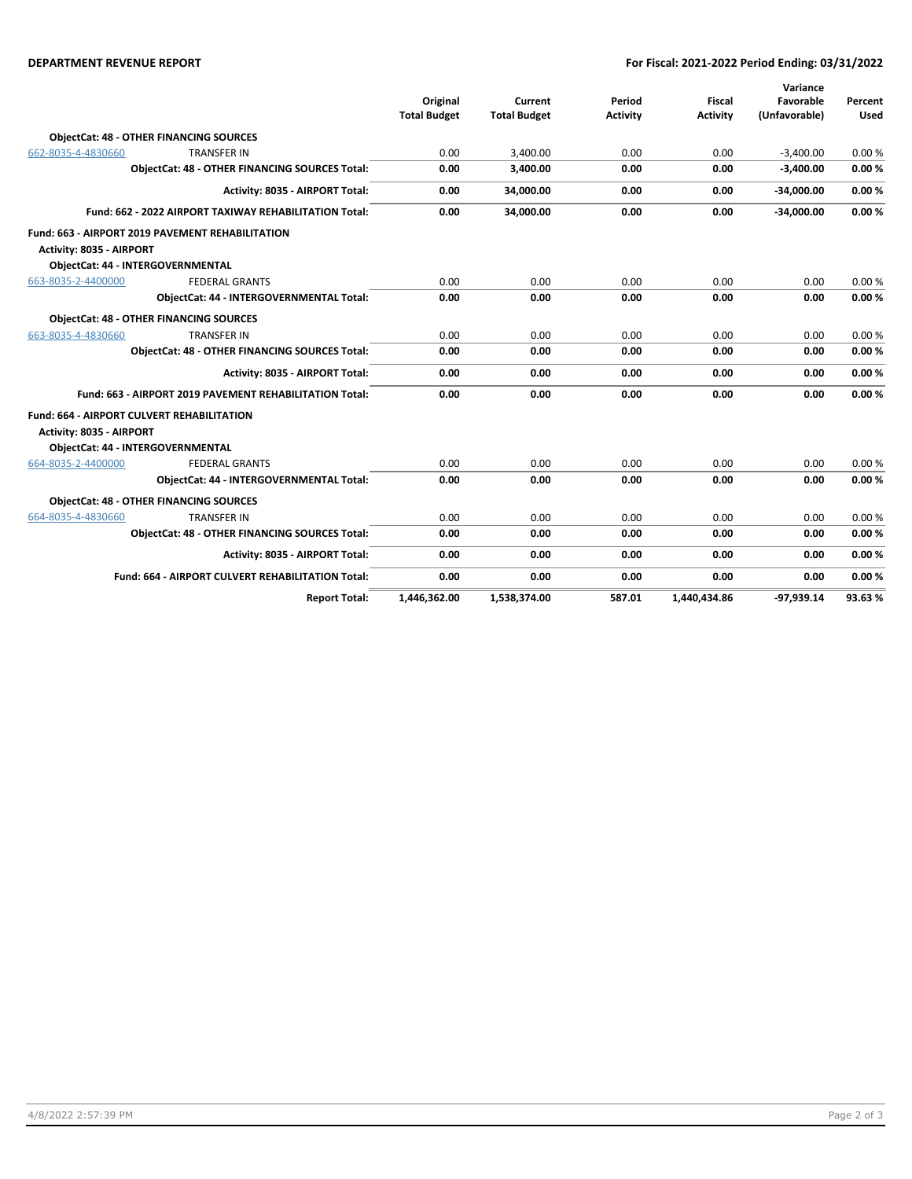**DEPARTMENT REVENUE REPORT** — **For Fiscal: 2021-2022 Period Ending: 03/31/2022**

| | | Original Total Budget | Current Total Budget | Period Activity | Fiscal Activity | Variance Favorable (Unfavorable) | Percent Used |
|---|---|---|---|---|---|---|---|
| **ObjectCat: 48 - OTHER FINANCING SOURCES** | | | | | | | |
| 662-8035-4-4830660 | TRANSFER IN | 0.00 | 3,400.00 | 0.00 | 0.00 | -3,400.00 | 0.00 % |
| | **ObjectCat: 48 - OTHER FINANCING SOURCES Total:** | **0.00** | **3,400.00** | **0.00** | **0.00** | **-3,400.00** | **0.00 %** |
| | **Activity: 8035 - AIRPORT Total:** | **0.00** | **34,000.00** | **0.00** | **0.00** | **-34,000.00** | **0.00 %** |
| | **Fund: 662 - 2022 AIRPORT TAXIWAY REHABILITATION Total:** | **0.00** | **34,000.00** | **0.00** | **0.00** | **-34,000.00** | **0.00 %** |
| **Fund: 663 - AIRPORT 2019 PAVEMENT REHABILITATION** | | | | | | | |
| **Activity: 8035 - AIRPORT** | | | | | | | |
| **ObjectCat: 44 - INTERGOVERNMENTAL** | | | | | | | |
| 663-8035-2-4400000 | FEDERAL GRANTS | 0.00 | 0.00 | 0.00 | 0.00 | 0.00 | 0.00 % |
| | **ObjectCat: 44 - INTERGOVERNMENTAL Total:** | **0.00** | **0.00** | **0.00** | **0.00** | **0.00** | **0.00 %** |
| **ObjectCat: 48 - OTHER FINANCING SOURCES** | | | | | | | |
| 663-8035-4-4830660 | TRANSFER IN | 0.00 | 0.00 | 0.00 | 0.00 | 0.00 | 0.00 % |
| | **ObjectCat: 48 - OTHER FINANCING SOURCES Total:** | **0.00** | **0.00** | **0.00** | **0.00** | **0.00** | **0.00 %** |
| | **Activity: 8035 - AIRPORT Total:** | **0.00** | **0.00** | **0.00** | **0.00** | **0.00** | **0.00 %** |
| | **Fund: 663 - AIRPORT 2019 PAVEMENT REHABILITATION Total:** | **0.00** | **0.00** | **0.00** | **0.00** | **0.00** | **0.00 %** |
| **Fund: 664 - AIRPORT CULVERT REHABILITATION** | | | | | | | |
| **Activity: 8035 - AIRPORT** | | | | | | | |
| **ObjectCat: 44 - INTERGOVERNMENTAL** | | | | | | | |
| 664-8035-2-4400000 | FEDERAL GRANTS | 0.00 | 0.00 | 0.00 | 0.00 | 0.00 | 0.00 % |
| | **ObjectCat: 44 - INTERGOVERNMENTAL Total:** | **0.00** | **0.00** | **0.00** | **0.00** | **0.00** | **0.00 %** |
| **ObjectCat: 48 - OTHER FINANCING SOURCES** | | | | | | | |
| 664-8035-4-4830660 | TRANSFER IN | 0.00 | 0.00 | 0.00 | 0.00 | 0.00 | 0.00 % |
| | **ObjectCat: 48 - OTHER FINANCING SOURCES Total:** | **0.00** | **0.00** | **0.00** | **0.00** | **0.00** | **0.00 %** |
| | **Activity: 8035 - AIRPORT Total:** | **0.00** | **0.00** | **0.00** | **0.00** | **0.00** | **0.00 %** |
| | **Fund: 664 - AIRPORT CULVERT REHABILITATION Total:** | **0.00** | **0.00** | **0.00** | **0.00** | **0.00** | **0.00 %** |
| | **Report Total:** | **1,446,362.00** | **1,538,374.00** | **587.01** | **1,440,434.86** | **-97,939.14** | **93.63 %** |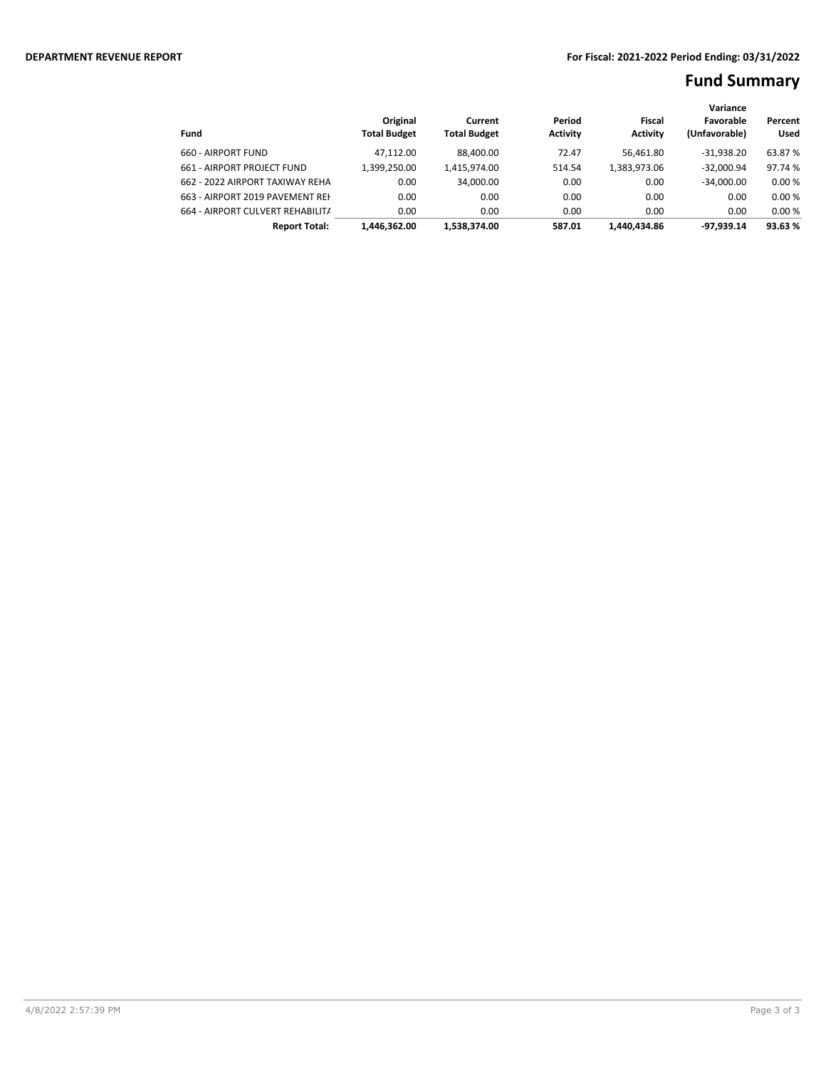**DEPARTMENT REVENUE REPORT** | **For Fiscal: 2021-2022 Period Ending: 03/31/2022**

# Fund Summary

| Fund | Original Total Budget | Current Total Budget | Period Activity | Fiscal Activity | Variance Favorable (Unfavorable) | Percent Used |
|---|---|---|---|---|---|---|
| 660 - AIRPORT FUND | 47,112.00 | 88,400.00 | 72.47 | 56,461.80 | -31,938.20 | 63.87 % |
| 661 - AIRPORT PROJECT FUND | 1,399,250.00 | 1,415,974.00 | 514.54 | 1,383,973.06 | -32,000.94 | 97.74 % |
| 662 - 2022 AIRPORT TAXIWAY REHA | 0.00 | 34,000.00 | 0.00 | 0.00 | -34,000.00 | 0.00 % |
| 663 - AIRPORT 2019 PAVEMENT REH | 0.00 | 0.00 | 0.00 | 0.00 | 0.00 | 0.00 % |
| 664 - AIRPORT CULVERT REHABILITA | 0.00 | 0.00 | 0.00 | 0.00 | 0.00 | 0.00 % |
| **Report Total:** | **1,446,362.00** | **1,538,374.00** | **587.01** | **1,440,434.86** | **-97,939.14** | **93.63 %** |